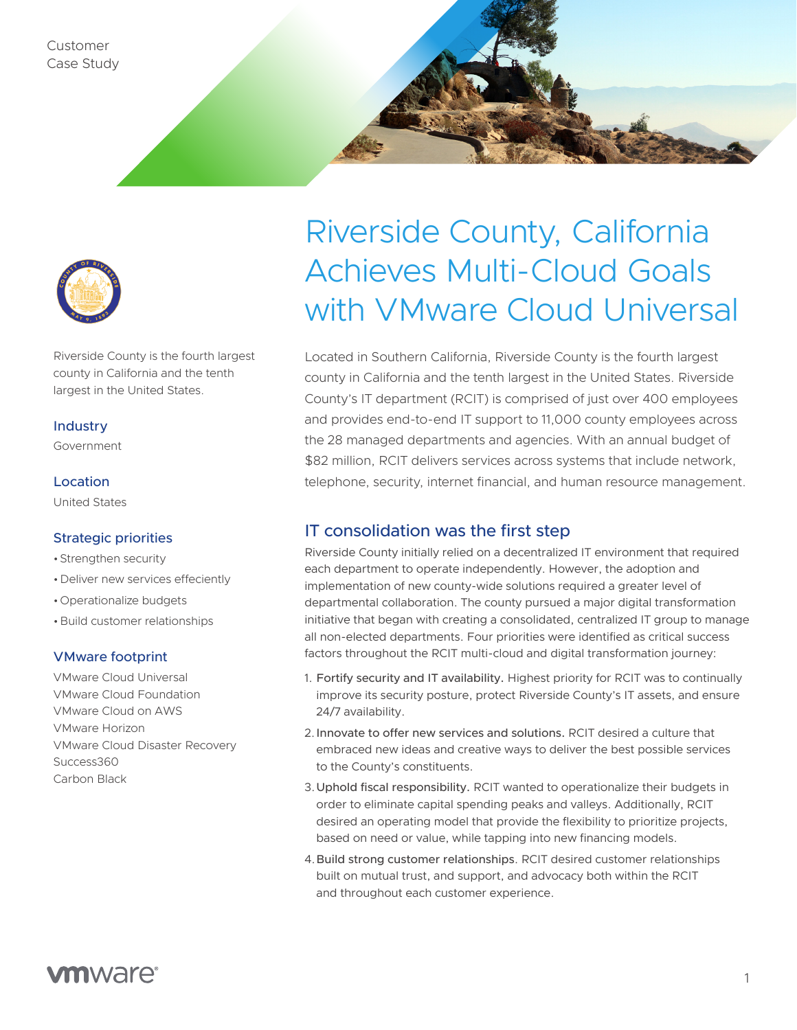Customer Case Study

# Riverside County, California Achieves Multi-Cloud Goals with VMware Cloud Universal

Riverside County is the fourth largest county in California and the tenth largest in the United States.

### Industry

Government

### Location

United States

### Strategic priorities

- Strengthen security
- Deliver new services effeciently
- Operationalize budgets
- Build customer relationships

### VMware footprint

VMware Cloud Universal
VMware Cloud Foundation
VMware Cloud on AWS
VMware Horizon
VMware Cloud Disaster Recovery
Success360
Carbon Black

Located in Southern California, Riverside County is the fourth largest county in California and the tenth largest in the United States. Riverside County's IT department (RCIT) is comprised of just over 400 employees and provides end-to-end IT support to 11,000 county employees across the 28 managed departments and agencies. With an annual budget of $82 million, RCIT delivers services across systems that include network, telephone, security, internet financial, and human resource management.

## IT consolidation was the first step

Riverside County initially relied on a decentralized IT environment that required each department to operate independently. However, the adoption and implementation of new county-wide solutions required a greater level of departmental collaboration. The county pursued a major digital transformation initiative that began with creating a consolidated, centralized IT group to manage all non-elected departments. Four priorities were identified as critical success factors throughout the RCIT multi-cloud and digital transformation journey:

1. **Fortify security and IT availability.** Highest priority for RCIT was to continually improve its security posture, protect Riverside County's IT assets, and ensure 24/7 availability.
2. **Innovate to offer new services and solutions.** RCIT desired a culture that embraced new ideas and creative ways to deliver the best possible services to the County's constituents.
3. **Uphold fiscal responsibility.** RCIT wanted to operationalize their budgets in order to eliminate capital spending peaks and valleys. Additionally, RCIT desired an operating model that provide the flexibility to prioritize projects, based on need or value, while tapping into new financing models.
4. **Build strong customer relationships**. RCIT desired customer relationships built on mutual trust, and support, and advocacy both within the RCIT and throughout each customer experience.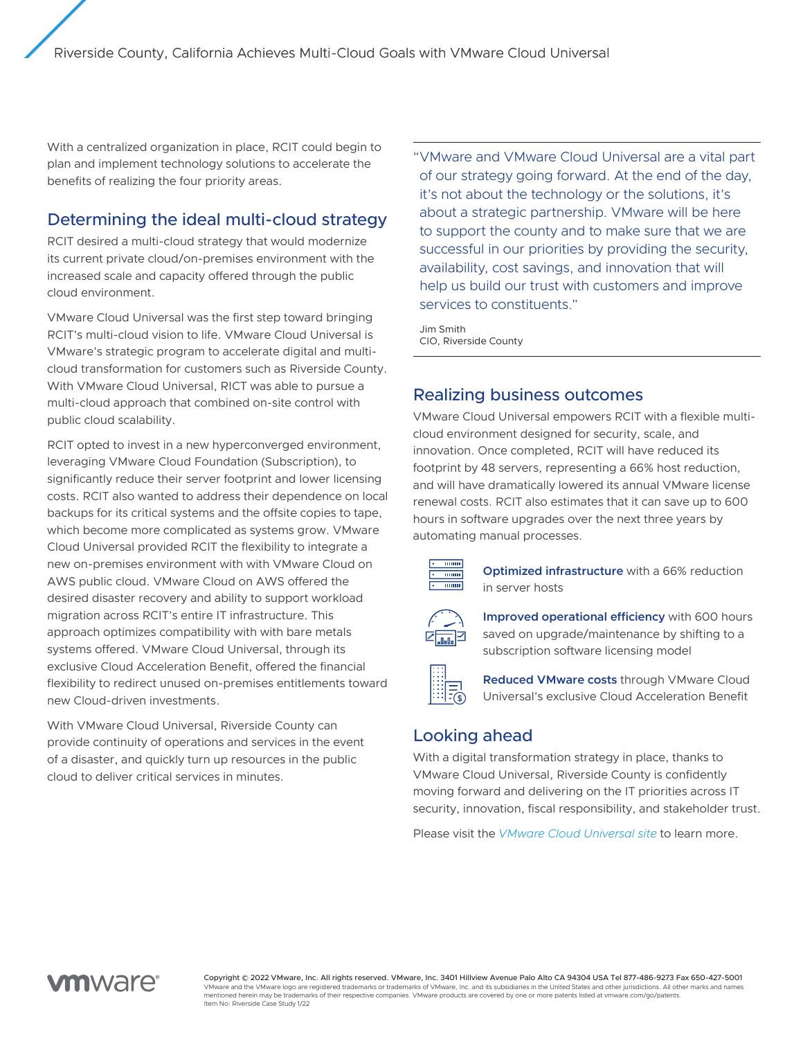With a centralized organization in place, RCIT could begin to plan and implement technology solutions to accelerate the benefits of realizing the four priority areas.

## Determining the ideal multi-cloud strategy

RCIT desired a multi-cloud strategy that would modernize its current private cloud/on-premises environment with the increased scale and capacity offered through the public cloud environment.

VMware Cloud Universal was the first step toward bringing RCIT's multi-cloud vision to life. VMware Cloud Universal is VMware's strategic program to accelerate digital and multi-cloud transformation for customers such as Riverside County. With VMware Cloud Universal, RICT was able to pursue a multi-cloud approach that combined on-site control with public cloud scalability.

RCIT opted to invest in a new hyperconverged environment, leveraging VMware Cloud Foundation (Subscription), to significantly reduce their server footprint and lower licensing costs. RCIT also wanted to address their dependence on local backups for its critical systems and the offsite copies to tape, which become more complicated as systems grow. VMware Cloud Universal provided RCIT the flexibility to integrate a new on-premises environment with with VMware Cloud on AWS public cloud. VMware Cloud on AWS offered the desired disaster recovery and ability to support workload migration across RCIT's entire IT infrastructure. This approach optimizes compatibility with with bare metals systems offered. VMware Cloud Universal, through its exclusive Cloud Acceleration Benefit, offered the financial flexibility to redirect unused on-premises entitlements toward new Cloud-driven investments.

With VMware Cloud Universal, Riverside County can provide continuity of operations and services in the event of a disaster, and quickly turn up resources in the public cloud to deliver critical services in minutes.

> "VMware and VMware Cloud Universal are a vital part of our strategy going forward. At the end of the day, it's not about the technology or the solutions, it's about a strategic partnership. VMware will be here to support the county and to make sure that we are successful in our priorities by providing the security, availability, cost savings, and innovation that will help us build our trust with customers and improve services to constituents."
>
> Jim Smith
> CIO, Riverside County

## Realizing business outcomes

VMware Cloud Universal empowers RCIT with a flexible multi-cloud environment designed for security, scale, and innovation. Once completed, RCIT will have reduced its footprint by 48 servers, representing a 66% host reduction, and will have dramatically lowered its annual VMware license renewal costs. RCIT also estimates that it can save up to 600 hours in software upgrades over the next three years by automating manual processes.

- **Optimized infrastructure** with a 66% reduction in server hosts
- **Improved operational efficiency** with 600 hours saved on upgrade/maintenance by shifting to a subscription software licensing model
- **Reduced VMware costs** through VMware Cloud Universal's exclusive Cloud Acceleration Benefit

## Looking ahead

With a digital transformation strategy in place, thanks to VMware Cloud Universal, Riverside County is confidently moving forward and delivering on the IT priorities across IT security, innovation, fiscal responsibility, and stakeholder trust.

Please visit the *VMware Cloud Universal site* to learn more.

vmware®

Copyright © 2022 VMware, Inc. All rights reserved. VMware, Inc. 3401 Hillview Avenue Palo Alto CA 94304 USA Tel 877-486-9273 Fax 650-427-5001
VMware and the VMware logo are registered trademarks or trademarks of VMware, Inc. and its subsidiaries in the United States and other jurisdictions. All other marks and names mentioned herein may be trademarks of their respective companies. VMware products are covered by one or more patents listed at vmware.com/go/patents.
Item No: Riverside Case Study 1/22